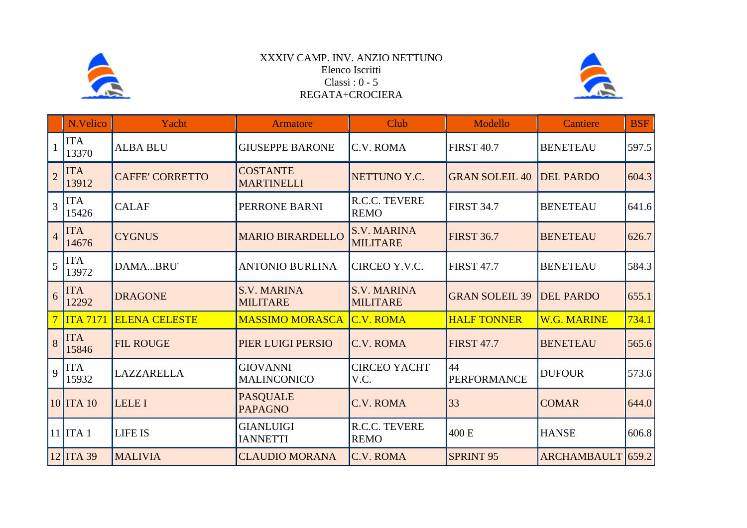XXXIV CAMP. INV. ANZIO NETTUNO
Elenco Iscritti
Classi : 0 - 5
REGATA+CROCIERA

| | N.Velico | Yacht | Armatore | Club | Modello | Cantiere | BSF |
|---|---|---|---|---|---|---|---|
| 1 | ITA 13370 | ALBA BLU | GIUSEPPE BARONE | C.V. ROMA | FIRST 40.7 | BENETEAU | 597.5 |
| 2 | ITA 13912 | CAFFE' CORRETTO | COSTANTE MARTINELLI | NETTUNO Y.C. | GRAN SOLEIL 40 | DEL PARDO | 604.3 |
| 3 | ITA 15426 | CALAF | PERRONE BARNI | R.C.C. TEVERE REMO | FIRST 34.7 | BENETEAU | 641.6 |
| 4 | ITA 14676 | CYGNUS | MARIO BIRARDELLO | S.V. MARINA MILITARE | FIRST 36.7 | BENETEAU | 626.7 |
| 5 | ITA 13972 | DAMA...BRU' | ANTONIO BURLINA | CIRCEO Y.V.C. | FIRST 47.7 | BENETEAU | 584.3 |
| 6 | ITA 12292 | DRAGONE | S.V. MARINA MILITARE | S.V. MARINA MILITARE | GRAN SOLEIL 39 | DEL PARDO | 655.1 |
| 7 | ITA 7171 | ELENA CELESTE | MASSIMO MORASCA | C.V. ROMA | HALF TONNER | W.G. MARINE | 734.1 |
| 8 | ITA 15846 | FIL ROUGE | PIER LUIGI PERSIO | C.V. ROMA | FIRST 47.7 | BENETEAU | 565.6 |
| 9 | ITA 15932 | LAZZARELLA | GIOVANNI MALINCONICO | CIRCEO YACHT V.C. | 44 PERFORMANCE | DUFOUR | 573.6 |
| 10 | ITA 10 | LELE I | PASQUALE PAPAGNO | C.V. ROMA | 33 | COMAR | 644.0 |
| 11 | ITA 1 | LIFE IS | GIANLUIGI IANNETTI | R.C.C. TEVERE REMO | 400 E | HANSE | 606.8 |
| 12 | ITA 39 | MALIVIA | CLAUDIO MORANA | C.V. ROMA | SPRINT 95 | ARCHAMBAULT | 659.2 |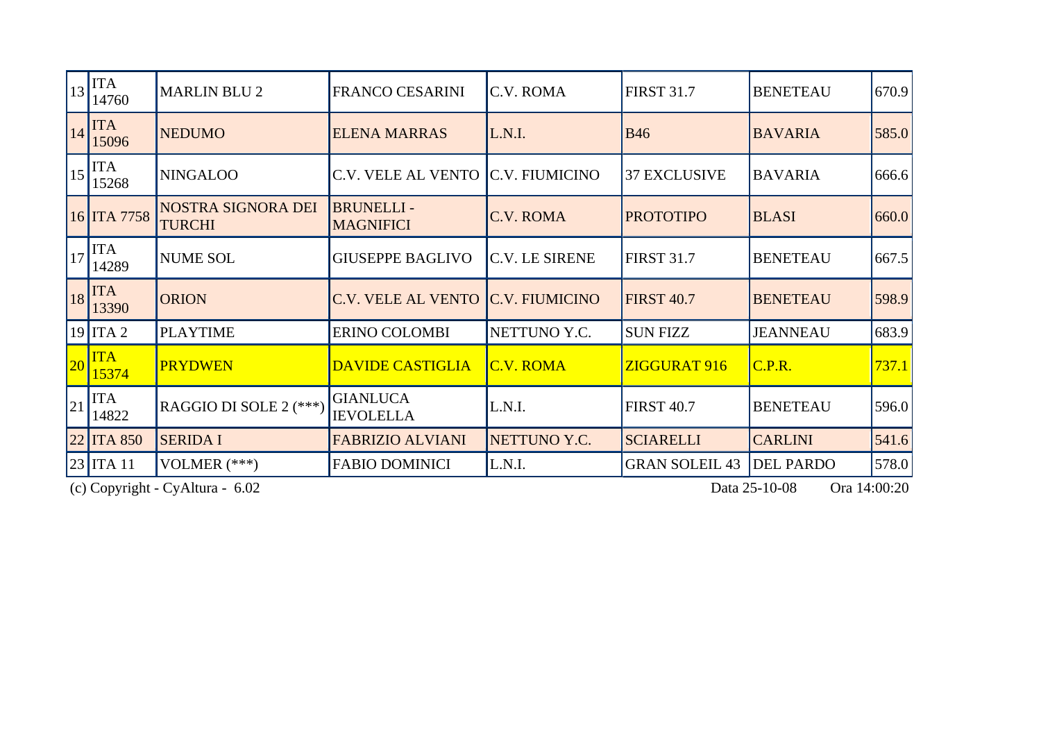| | | | | | | | |
|---|---|---|---|---|---|---|---|
| 13 | ITA 14760 | MARLIN BLU 2 | FRANCO CESARINI | C.V. ROMA | FIRST 31.7 | BENETEAU | 670.9 |
| 14 | ITA 15096 | NEDUMO | ELENA MARRAS | L.N.I. | B46 | BAVARIA | 585.0 |
| 15 | ITA 15268 | NINGALOO | C.V. VELE AL VENTO | C.V. FIUMICINO | 37 EXCLUSIVE | BAVARIA | 666.6 |
| 16 | ITA 7758 | NOSTRA SIGNORA DEI TURCHI | BRUNELLI - MAGNIFICI | C.V. ROMA | PROTOTIPO | BLASI | 660.0 |
| 17 | ITA 14289 | NUME SOL | GIUSEPPE BAGLIVO | C.V. LE SIRENE | FIRST 31.7 | BENETEAU | 667.5 |
| 18 | ITA 13390 | ORION | C.V. VELE AL VENTO | C.V. FIUMICINO | FIRST 40.7 | BENETEAU | 598.9 |
| 19 | ITA 2 | PLAYTIME | ERINO COLOMBI | NETTUNO Y.C. | SUN FIZZ | JEANNEAU | 683.9 |
| 20 | ITA 15374 | PRYDWEN | DAVIDE CASTIGLIA | C.V. ROMA | ZIGGURAT 916 | C.P.R. | 737.1 |
| 21 | ITA 14822 | RAGGIO DI SOLE 2 (***) | GIANLUCA IEVOLELLA | L.N.I. | FIRST 40.7 | BENETEAU | 596.0 |
| 22 | ITA 850 | SERIDA I | FABRIZIO ALVIANI | NETTUNO Y.C. | SCIARELLI | CARLINI | 541.6 |
| 23 | ITA 11 | VOLMER (***) | FABIO DOMINICI | L.N.I. | GRAN SOLEIL 43 | DEL PARDO | 578.0 |

(c) Copyright - CyAltura - 6.02    Data 25-10-08    Ora 14:00:20